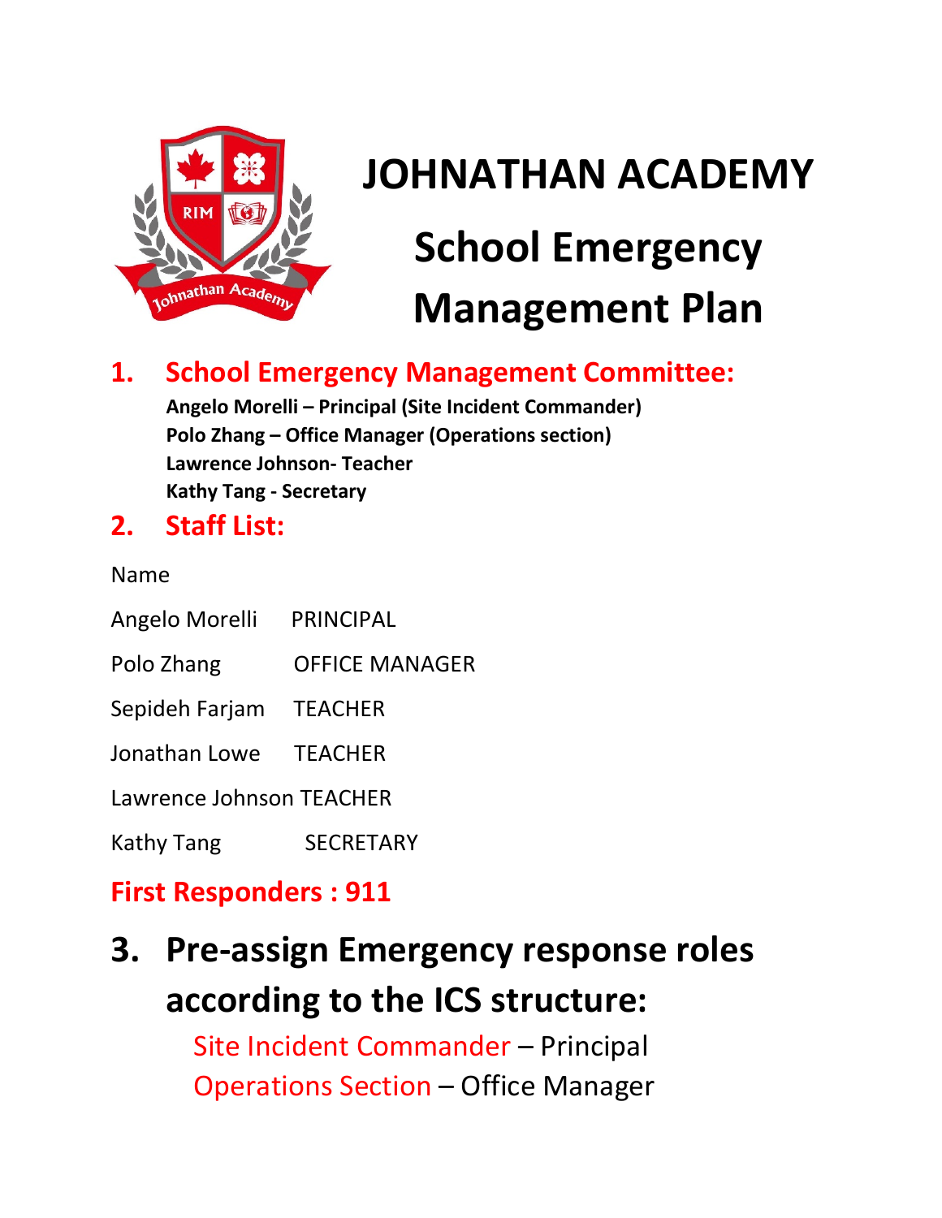# JOHNATHAN ACADEMY

# School Emergency Management Plan

## 1. School Emergency Management Committee:

**Angelo Morelli – Principal (Site Incident Commander)**
**Polo Zhang – Office Manager (Operations section)**
**Lawrence Johnson- Teacher**
**Kathy Tang - Secretary**

## 2. Staff List:

| Name | |
|---|---|
| Angelo Morelli | PRINCIPAL |
| Polo Zhang | OFFICE MANAGER |
| Sepideh Farjam | TEACHER |
| Jonathan Lowe | TEACHER |
| Lawrence Johnson | TEACHER |
| Kathy Tang | SECRETARY |

**First Responders : 911**

## 3. Pre-assign Emergency response roles according to the ICS structure:

Site Incident Commander – Principal
Operations Section – Office Manager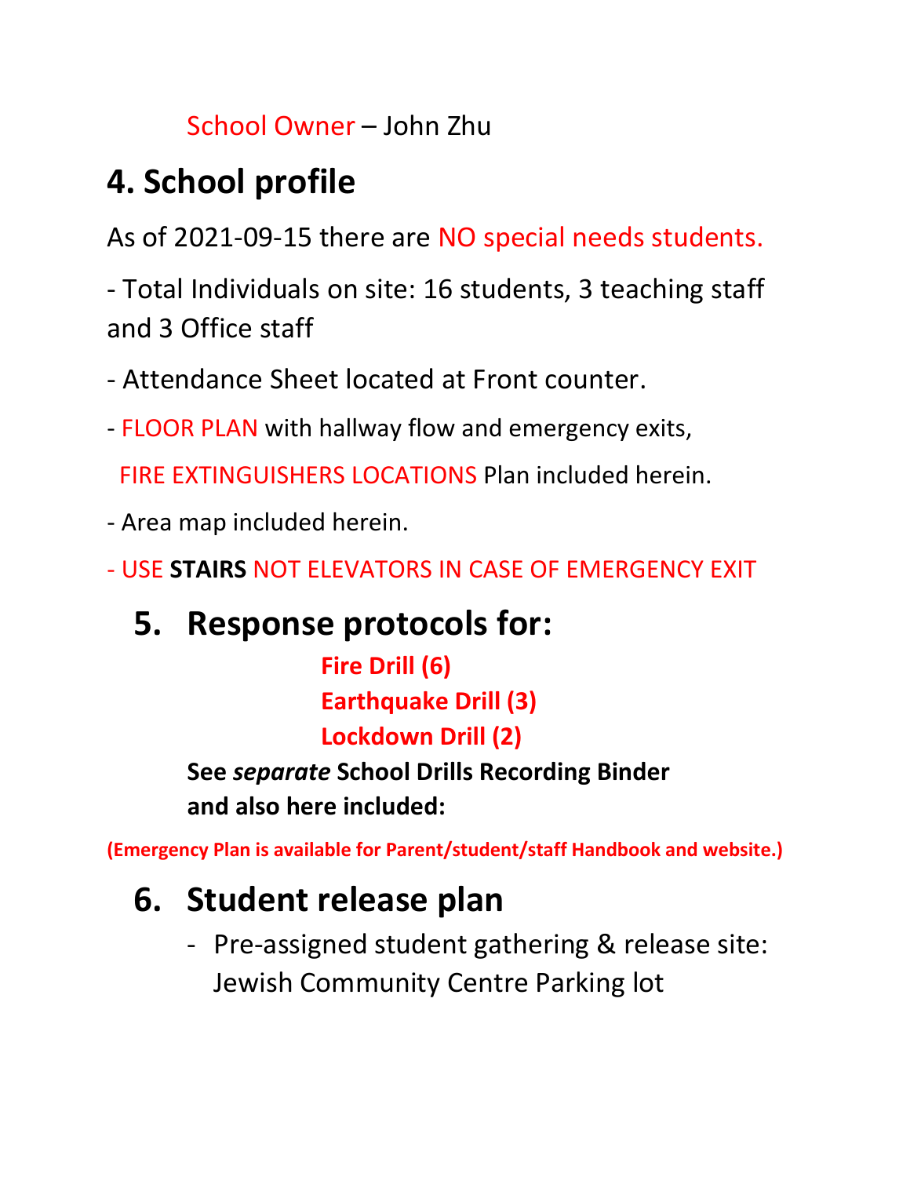School Owner – John Zhu

## 4. School profile

As of 2021-09-15 there are NO special needs students.

- Total Individuals on site: 16 students, 3 teaching staff and 3 Office staff
- Attendance Sheet located at Front counter.
- FLOOR PLAN with hallway flow and emergency exits, FIRE EXTINGUISHERS LOCATIONS Plan included herein.
- Area map included herein.
- USE **STAIRS** NOT ELEVATORS IN CASE OF EMERGENCY EXIT

## 5. Response protocols for:

**Fire Drill (6)**
**Earthquake Drill (3)**
**Lockdown Drill (2)**

**See *separate* School Drills Recording Binder and also here included:**

**(Emergency Plan is available for Parent/student/staff Handbook and website.)**

## 6. Student release plan

- Pre-assigned student gathering & release site: Jewish Community Centre Parking lot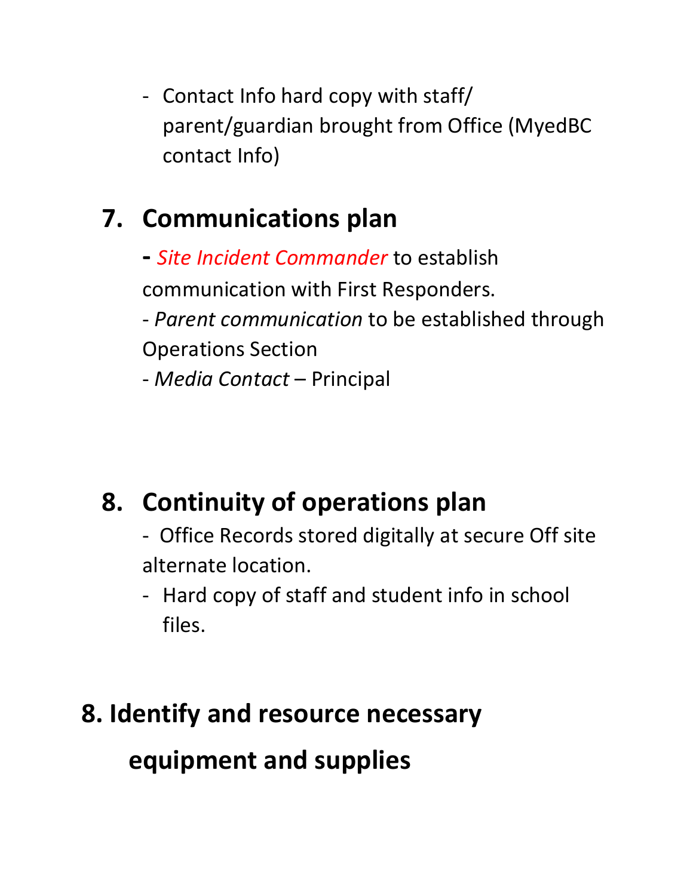- Contact Info hard copy with staff/ parent/guardian brought from Office (MyedBC contact Info)

## 7. Communications plan

- *Site Incident Commander* to establish communication with First Responders.
- *Parent communication* to be established through Operations Section
- *Media Contact* – Principal

## 8. Continuity of operations plan

- Office Records stored digitally at secure Off site alternate location.
- Hard copy of staff and student info in school files.

## 8. Identify and resource necessary equipment and supplies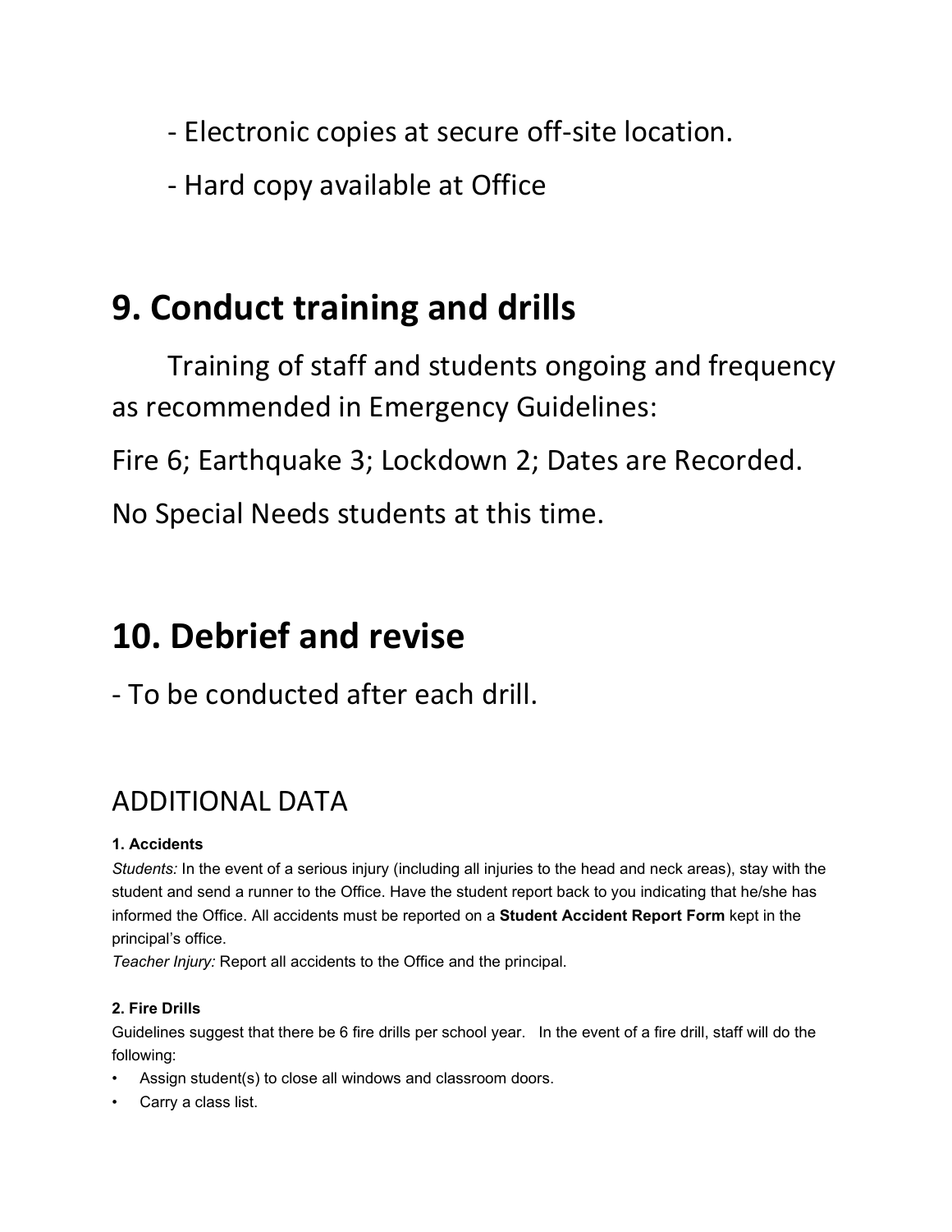- Electronic copies at secure off-site location.
- Hard copy available at Office

# 9. Conduct training and drills

Training of staff and students ongoing and frequency as recommended in Emergency Guidelines:

Fire 6; Earthquake 3; Lockdown 2; Dates are Recorded.

No Special Needs students at this time.

# 10. Debrief and revise

- To be conducted after each drill.

## ADDITIONAL DATA

**1. Accidents**

*Students:* In the event of a serious injury (including all injuries to the head and neck areas), stay with the student and send a runner to the Office. Have the student report back to you indicating that he/she has informed the Office. All accidents must be reported on a **Student Accident Report Form** kept in the principal's office.

*Teacher Injury:* Report all accidents to the Office and the principal.

**2. Fire Drills**

Guidelines suggest that there be 6 fire drills per school year. In the event of a fire drill, staff will do the following:

- Assign student(s) to close all windows and classroom doors.
- Carry a class list.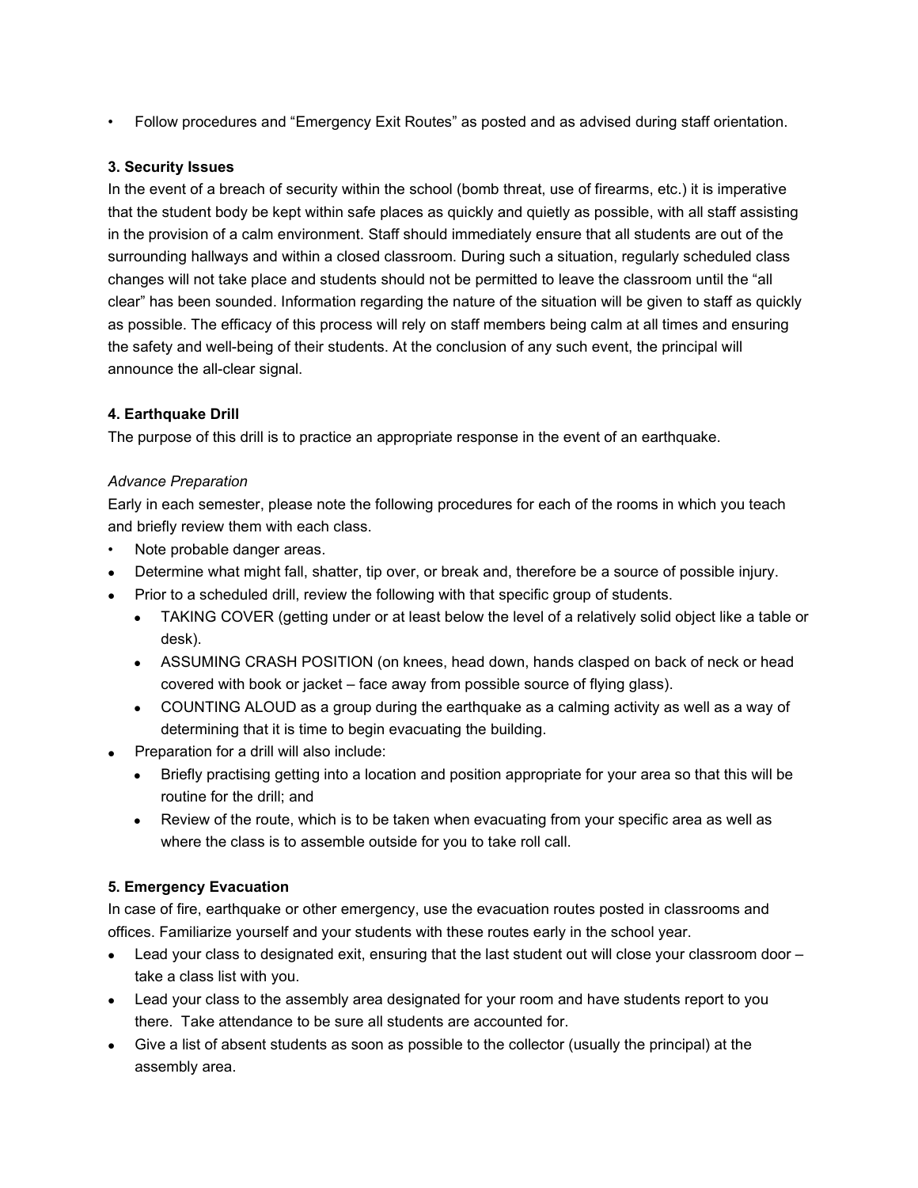- Follow procedures and "Emergency Exit Routes" as posted and as advised during staff orientation.

**3. Security Issues**

In the event of a breach of security within the school (bomb threat, use of firearms, etc.) it is imperative that the student body be kept within safe places as quickly and quietly as possible, with all staff assisting in the provision of a calm environment. Staff should immediately ensure that all students are out of the surrounding hallways and within a closed classroom. During such a situation, regularly scheduled class changes will not take place and students should not be permitted to leave the classroom until the "all clear" has been sounded. Information regarding the nature of the situation will be given to staff as quickly as possible. The efficacy of this process will rely on staff members being calm at all times and ensuring the safety and well-being of their students. At the conclusion of any such event, the principal will announce the all-clear signal.

**4. Earthquake Drill**

The purpose of this drill is to practice an appropriate response in the event of an earthquake.

*Advance Preparation*

Early in each semester, please note the following procedures for each of the rooms in which you teach and briefly review them with each class.

- Note probable danger areas.
- Determine what might fall, shatter, tip over, or break and, therefore be a source of possible injury.
- Prior to a scheduled drill, review the following with that specific group of students.
  - TAKING COVER (getting under or at least below the level of a relatively solid object like a table or desk).
  - ASSUMING CRASH POSITION (on knees, head down, hands clasped on back of neck or head covered with book or jacket – face away from possible source of flying glass).
  - COUNTING ALOUD as a group during the earthquake as a calming activity as well as a way of determining that it is time to begin evacuating the building.
- Preparation for a drill will also include:
  - Briefly practising getting into a location and position appropriate for your area so that this will be routine for the drill; and
  - Review of the route, which is to be taken when evacuating from your specific area as well as where the class is to assemble outside for you to take roll call.

**5. Emergency Evacuation**

In case of fire, earthquake or other emergency, use the evacuation routes posted in classrooms and offices. Familiarize yourself and your students with these routes early in the school year.

- Lead your class to designated exit, ensuring that the last student out will close your classroom door – take a class list with you.
- Lead your class to the assembly area designated for your room and have students report to you there. Take attendance to be sure all students are accounted for.
- Give a list of absent students as soon as possible to the collector (usually the principal) at the assembly area.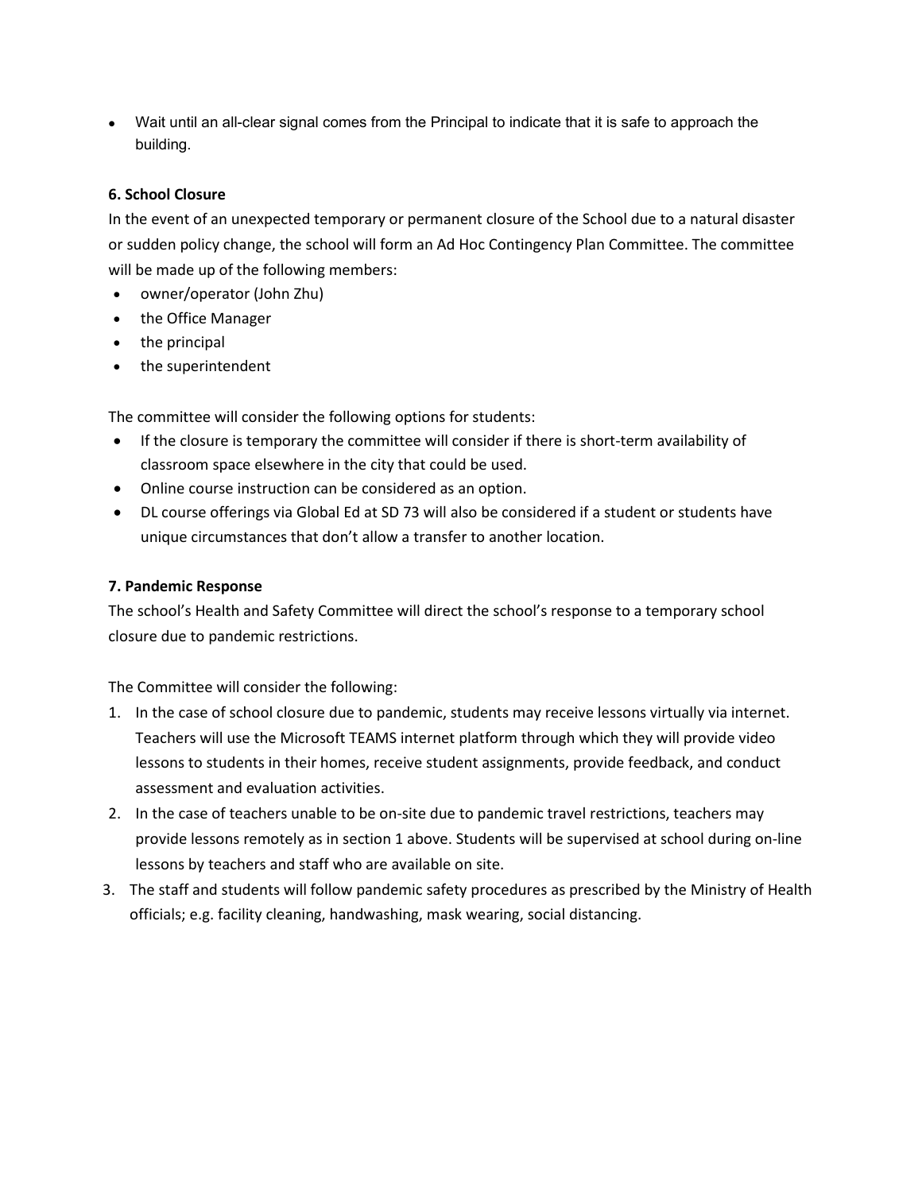- Wait until an all-clear signal comes from the Principal to indicate that it is safe to approach the building.

**6. School Closure**

In the event of an unexpected temporary or permanent closure of the School due to a natural disaster or sudden policy change, the school will form an Ad Hoc Contingency Plan Committee. The committee will be made up of the following members:

- owner/operator (John Zhu)
- the Office Manager
- the principal
- the superintendent

The committee will consider the following options for students:

- If the closure is temporary the committee will consider if there is short-term availability of classroom space elsewhere in the city that could be used.
- Online course instruction can be considered as an option.
- DL course offerings via Global Ed at SD 73 will also be considered if a student or students have unique circumstances that don't allow a transfer to another location.

**7. Pandemic Response**

The school's Health and Safety Committee will direct the school's response to a temporary school closure due to pandemic restrictions.

The Committee will consider the following:

1. In the case of school closure due to pandemic, students may receive lessons virtually via internet. Teachers will use the Microsoft TEAMS internet platform through which they will provide video lessons to students in their homes, receive student assignments, provide feedback, and conduct assessment and evaluation activities.
2. In the case of teachers unable to be on-site due to pandemic travel restrictions, teachers may provide lessons remotely as in section 1 above. Students will be supervised at school during on-line lessons by teachers and staff who are available on site.
3. The staff and students will follow pandemic safety procedures as prescribed by the Ministry of Health officials; e.g. facility cleaning, handwashing, mask wearing, social distancing.